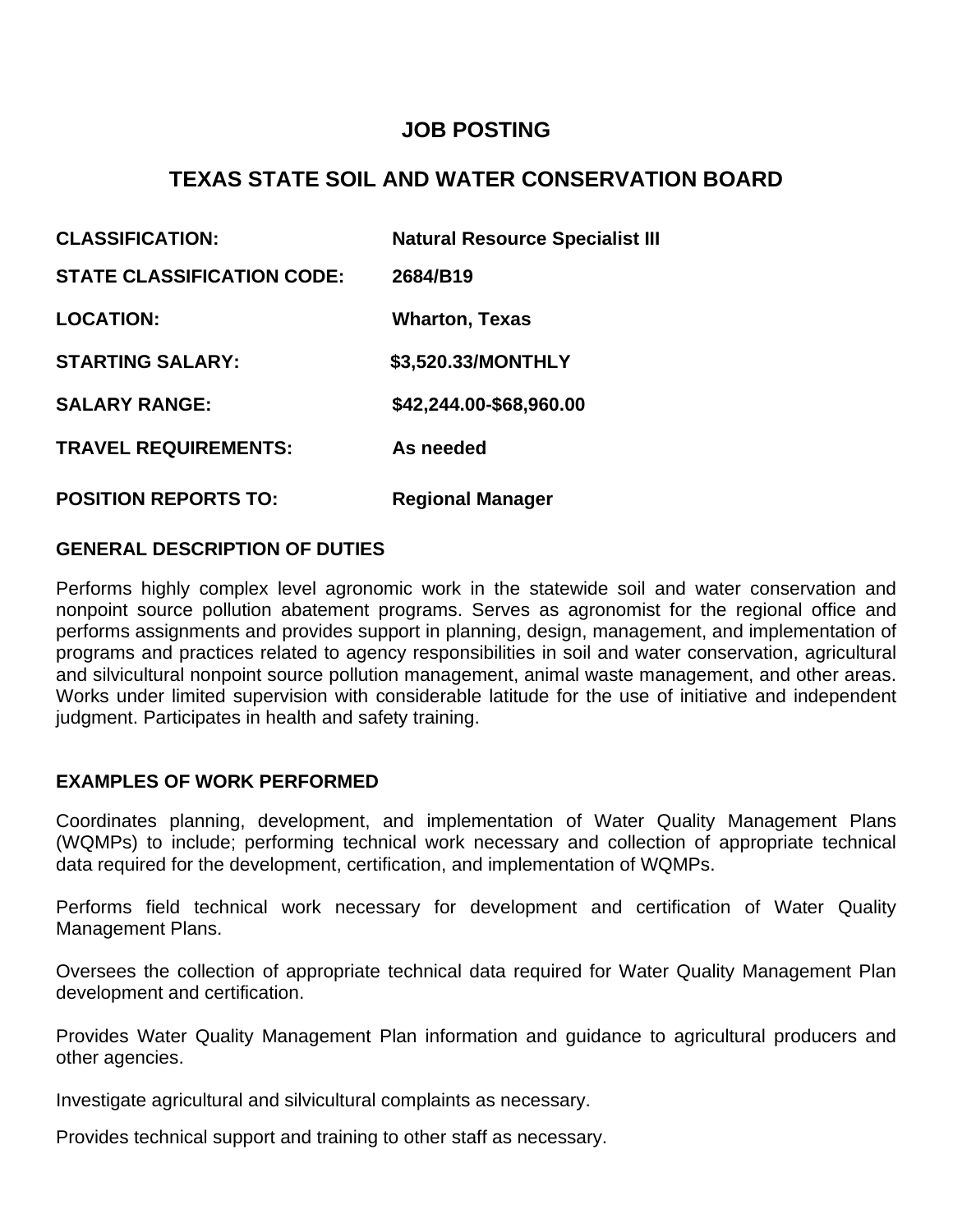# JOB POSTING

## TEXAS STATE SOIL AND WATER CONSERVATION BOARD

**CLASSIFICATION:** **Natural Resource Specialist III**

**STATE CLASSIFICATION CODE:** **2684/B19**

**LOCATION:** **Wharton, Texas**

**STARTING SALARY:** **$3,520.33/MONTHLY**

**SALARY RANGE:** **$42,244.00-$68,960.00**

**TRAVEL REQUIREMENTS:** **As needed**

**POSITION REPORTS TO:** **Regional Manager**

### GENERAL DESCRIPTION OF DUTIES

Performs highly complex level agronomic work in the statewide soil and water conservation and nonpoint source pollution abatement programs. Serves as agronomist for the regional office and performs assignments and provides support in planning, design, management, and implementation of programs and practices related to agency responsibilities in soil and water conservation, agricultural and silvicultural nonpoint source pollution management, animal waste management, and other areas. Works under limited supervision with considerable latitude for the use of initiative and independent judgment. Participates in health and safety training.

### EXAMPLES OF WORK PERFORMED

Coordinates planning, development, and implementation of Water Quality Management Plans (WQMPs) to include; performing technical work necessary and collection of appropriate technical data required for the development, certification, and implementation of WQMPs.

Performs field technical work necessary for development and certification of Water Quality Management Plans.

Oversees the collection of appropriate technical data required for Water Quality Management Plan development and certification.

Provides Water Quality Management Plan information and guidance to agricultural producers and other agencies.

Investigate agricultural and silvicultural complaints as necessary.

Provides technical support and training to other staff as necessary.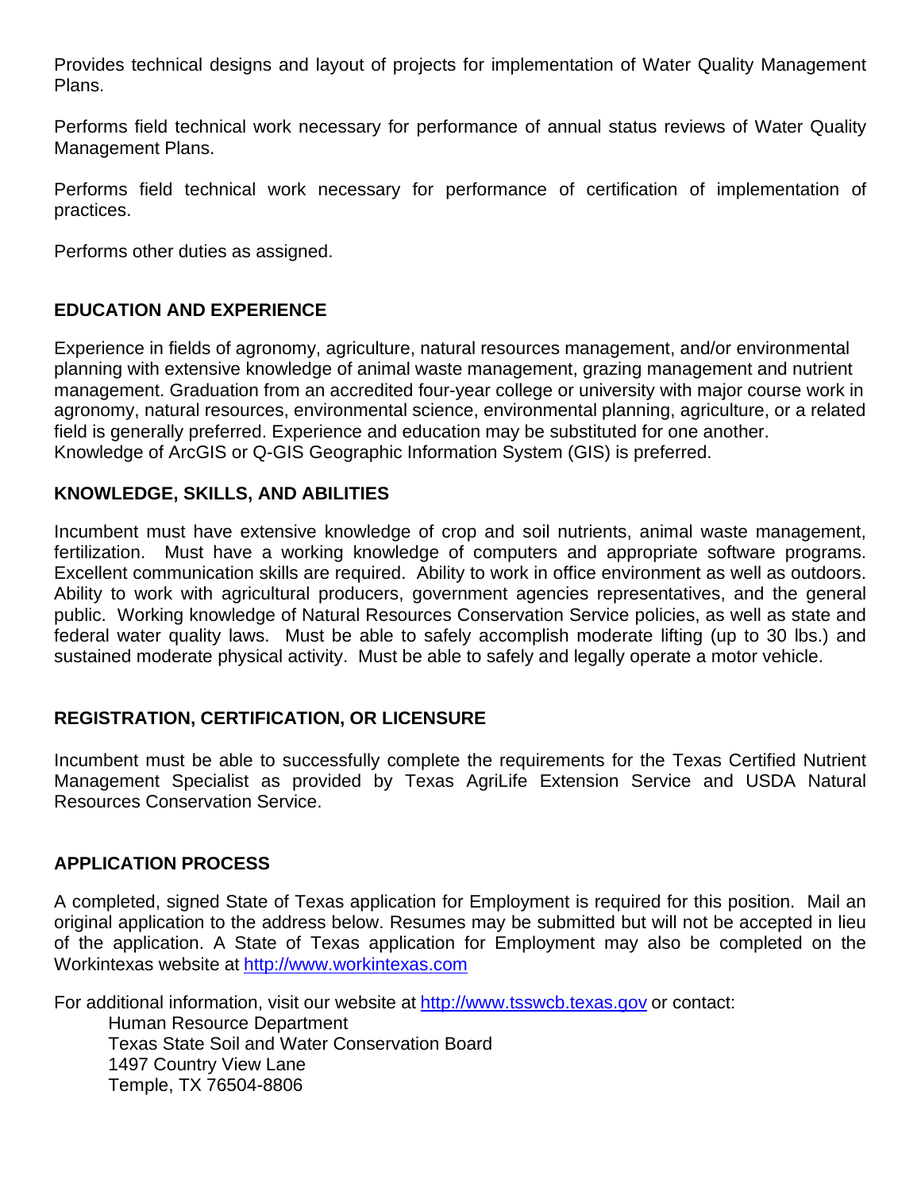Provides technical designs and layout of projects for implementation of Water Quality Management Plans.

Performs field technical work necessary for performance of annual status reviews of Water Quality Management Plans.

Performs field technical work necessary for performance of certification of implementation of practices.

Performs other duties as assigned.

## EDUCATION AND EXPERIENCE

Experience in fields of agronomy, agriculture, natural resources management, and/or environmental planning with extensive knowledge of animal waste management, grazing management and nutrient management. Graduation from an accredited four-year college or university with major course work in agronomy, natural resources, environmental science, environmental planning, agriculture, or a related field is generally preferred. Experience and education may be substituted for one another. Knowledge of ArcGIS or Q-GIS Geographic Information System (GIS) is preferred.

## KNOWLEDGE, SKILLS, AND ABILITIES

Incumbent must have extensive knowledge of crop and soil nutrients, animal waste management, fertilization. Must have a working knowledge of computers and appropriate software programs. Excellent communication skills are required. Ability to work in office environment as well as outdoors. Ability to work with agricultural producers, government agencies representatives, and the general public. Working knowledge of Natural Resources Conservation Service policies, as well as state and federal water quality laws. Must be able to safely accomplish moderate lifting (up to 30 lbs.) and sustained moderate physical activity. Must be able to safely and legally operate a motor vehicle.

## REGISTRATION, CERTIFICATION, OR LICENSURE

Incumbent must be able to successfully complete the requirements for the Texas Certified Nutrient Management Specialist as provided by Texas AgriLife Extension Service and USDA Natural Resources Conservation Service.

## APPLICATION PROCESS

A completed, signed State of Texas application for Employment is required for this position. Mail an original application to the address below. Resumes may be submitted but will not be accepted in lieu of the application. A State of Texas application for Employment may also be completed on the Workintexas website at http://www.workintexas.com

For additional information, visit our website at http://www.tsswcb.texas.gov or contact:

Human Resource Department
Texas State Soil and Water Conservation Board
1497 Country View Lane
Temple, TX 76504-8806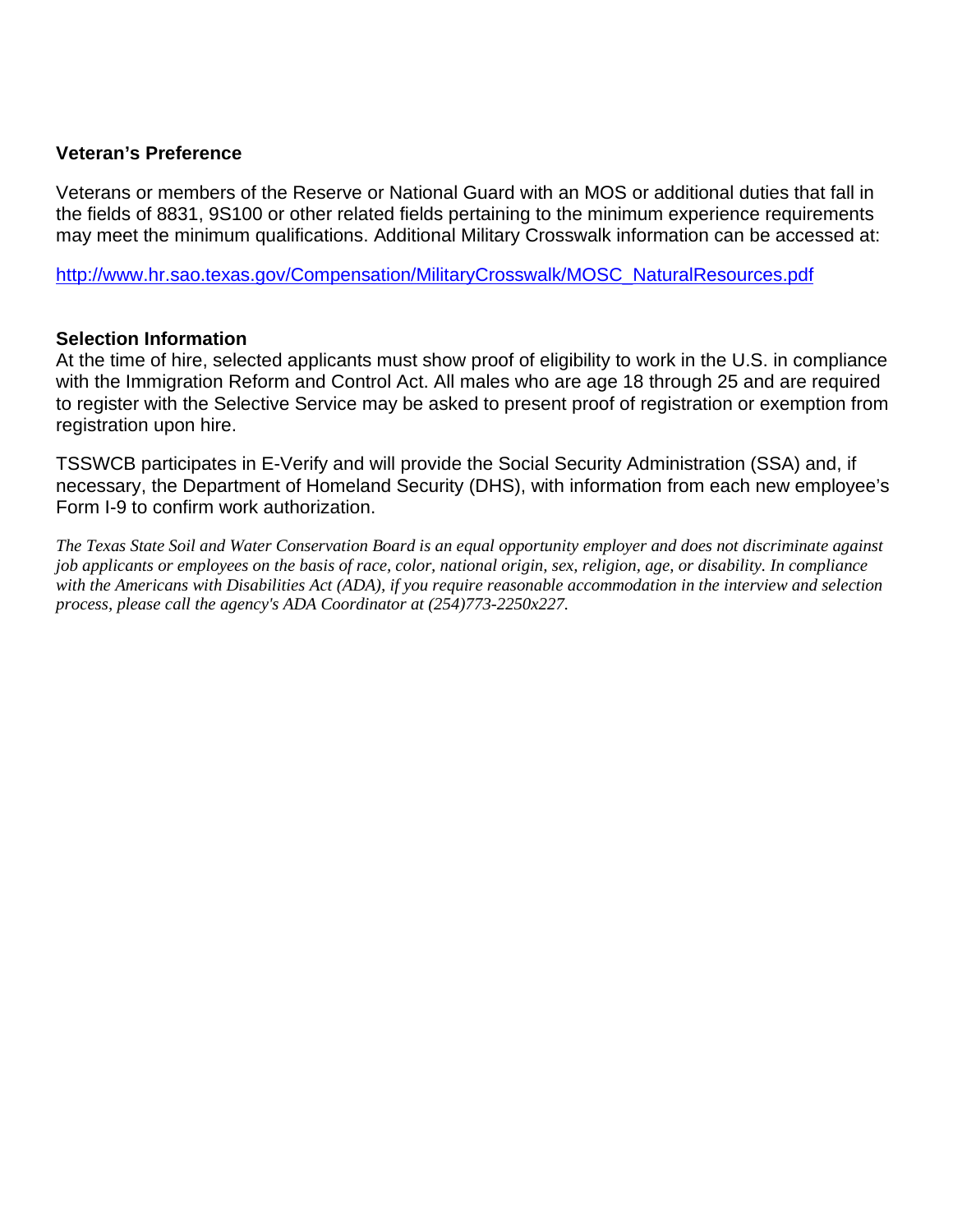**Veteran's Preference**

Veterans or members of the Reserve or National Guard with an MOS or additional duties that fall in the fields of 8831, 9S100 or other related fields pertaining to the minimum experience requirements may meet the minimum qualifications. Additional Military Crosswalk information can be accessed at:

http://www.hr.sao.texas.gov/Compensation/MilitaryCrosswalk/MOSC_NaturalResources.pdf

**Selection Information**

At the time of hire, selected applicants must show proof of eligibility to work in the U.S. in compliance with the Immigration Reform and Control Act. All males who are age 18 through 25 and are required to register with the Selective Service may be asked to present proof of registration or exemption from registration upon hire.

TSSWCB participates in E-Verify and will provide the Social Security Administration (SSA) and, if necessary, the Department of Homeland Security (DHS), with information from each new employee's Form I-9 to confirm work authorization.

*The Texas State Soil and Water Conservation Board is an equal opportunity employer and does not discriminate against job applicants or employees on the basis of race, color, national origin, sex, religion, age, or disability. In compliance with the Americans with Disabilities Act (ADA), if you require reasonable accommodation in the interview and selection process, please call the agency's ADA Coordinator at (254)773-2250x227.*